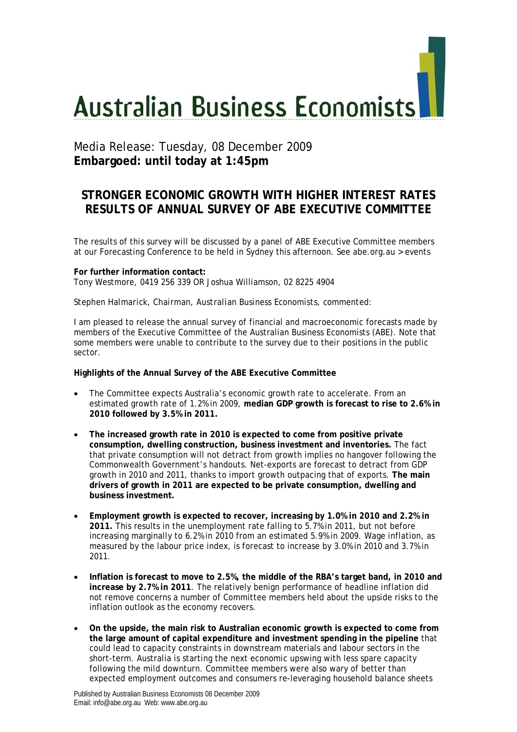# Australian Business Economists

Media Release: Tuesday, 08 December 2009
**Embargoed: until today at 1:45pm**

## STRONGER ECONOMIC GROWTH WITH HIGHER INTEREST RATES RESULTS OF ANNUAL SURVEY OF ABE EXECUTIVE COMMITTEE

The results of this survey will be discussed by a panel of ABE Executive Committee members at our Forecasting Conference to be held in Sydney this afternoon. See abe.org.au > events

**For further information contact:**
Tony Westmore, 0419 256 339 OR Joshua Williamson, 02 8225 4904

Stephen Halmarick, Chairman, Australian Business Economists, commented:

I am pleased to release the annual survey of financial and macroeconomic forecasts made by members of the Executive Committee of the Australian Business Economists (ABE). Note that some members were unable to contribute to the survey due to their positions in the public sector.

**Highlights of the Annual Survey of the ABE Executive Committee**

- The Committee expects Australia's economic growth rate to accelerate. From an estimated growth rate of 1.2% in 2009, **median GDP growth is forecast to rise to 2.6% in 2010 followed by 3.5% in 2011.**
- **The increased growth rate in 2010 is expected to come from positive private consumption, dwelling construction, business investment and inventories.** The fact that private consumption will not detract from growth implies no hangover following the Commonwealth Government's handouts. Net-exports are forecast to detract from GDP growth in 2010 and 2011, thanks to import growth outpacing that of exports. **The main drivers of growth in 2011 are expected to be private consumption, dwelling and business investment.**
- **Employment growth is expected to recover, increasing by 1.0% in 2010 and 2.2% in 2011.** This results in the unemployment rate falling to 5.7% in 2011, but not before increasing marginally to 6.2% in 2010 from an estimated 5.9% in 2009. Wage inflation, as measured by the labour price index, is forecast to increase by 3.0% in 2010 and 3.7% in 2011.
- **Inflation is forecast to move to 2.5%, the middle of the RBA's target band, in 2010 and increase by 2.7% in 2011**. The relatively benign performance of headline inflation did not remove concerns a number of Committee members held about the upside risks to the inflation outlook as the economy recovers.
- **On the upside, the main risk to Australian economic growth is expected to come from the large amount of capital expenditure and investment spending in the pipeline** that could lead to capacity constraints in downstream materials and labour sectors in the short-term. Australia is starting the next economic upswing with less spare capacity following the mild downturn. Committee members were also wary of better than expected employment outcomes and consumers re-leveraging household balance sheets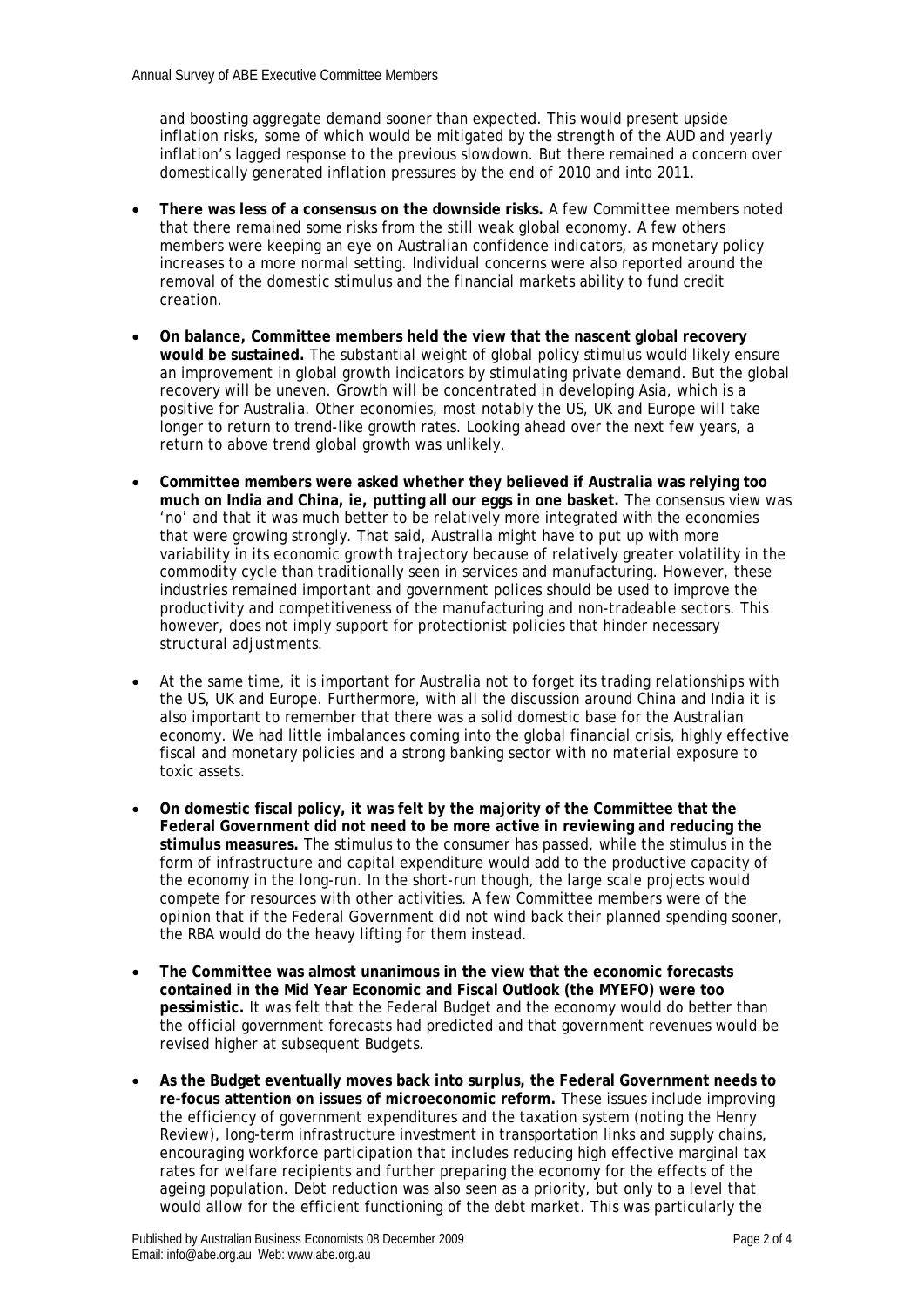and boosting aggregate demand sooner than expected. This would present upside inflation risks, some of which would be mitigated by the strength of the AUD and yearly inflation's lagged response to the previous slowdown. But there remained a concern over domestically generated inflation pressures by the end of 2010 and into 2011.

- **There was less of a consensus on the downside risks.** A few Committee members noted that there remained some risks from the still weak global economy. A few others members were keeping an eye on Australian confidence indicators, as monetary policy increases to a more normal setting. Individual concerns were also reported around the removal of the domestic stimulus and the financial markets ability to fund credit creation.

- **On balance, Committee members held the view that the nascent global recovery would be sustained.** The substantial weight of global policy stimulus would likely ensure an improvement in global growth indicators by stimulating private demand. But the global recovery will be uneven. Growth will be concentrated in developing Asia, which is a positive for Australia. Other economies, most notably the US, UK and Europe will take longer to return to trend-like growth rates. Looking ahead over the next few years, a return to above trend global growth was unlikely.

- **Committee members were asked whether they believed if Australia was relying too much on India and China, ie, putting all our eggs in one basket.** The consensus view was 'no' and that it was much better to be relatively more integrated with the economies that were growing strongly. That said, Australia might have to put up with more variability in its economic growth trajectory because of relatively greater volatility in the commodity cycle than traditionally seen in services and manufacturing. However, these industries remained important and government polices should be used to improve the productivity and competitiveness of the manufacturing and non-tradeable sectors. This however, does not imply support for protectionist policies that hinder necessary structural adjustments.

- At the same time, it is important for Australia not to forget its trading relationships with the US, UK and Europe. Furthermore, with all the discussion around China and India it is also important to remember that there was a solid domestic base for the Australian economy. We had little imbalances coming into the global financial crisis, highly effective fiscal and monetary policies and a strong banking sector with no material exposure to toxic assets.

- **On domestic fiscal policy, it was felt by the majority of the Committee that the Federal Government did not need to be more active in reviewing and reducing the stimulus measures.** The stimulus to the consumer has passed, while the stimulus in the form of infrastructure and capital expenditure would add to the productive capacity of the economy in the long-run. In the short-run though, the large scale projects would compete for resources with other activities. A few Committee members were of the opinion that if the Federal Government did not wind back their planned spending sooner, the RBA would do the heavy lifting for them instead.

- **The Committee was almost unanimous in the view that the economic forecasts contained in the Mid Year Economic and Fiscal Outlook (the MYEFO) were too pessimistic.** It was felt that the Federal Budget and the economy would do better than the official government forecasts had predicted and that government revenues would be revised higher at subsequent Budgets.

- **As the Budget eventually moves back into surplus, the Federal Government needs to re-focus attention on issues of microeconomic reform.** These issues include improving the efficiency of government expenditures and the taxation system (noting the Henry Review), long-term infrastructure investment in transportation links and supply chains, encouraging workforce participation that includes reducing high effective marginal tax rates for welfare recipients and further preparing the economy for the effects of the ageing population. Debt reduction was also seen as a priority, but only to a level that would allow for the efficient functioning of the debt market. This was particularly the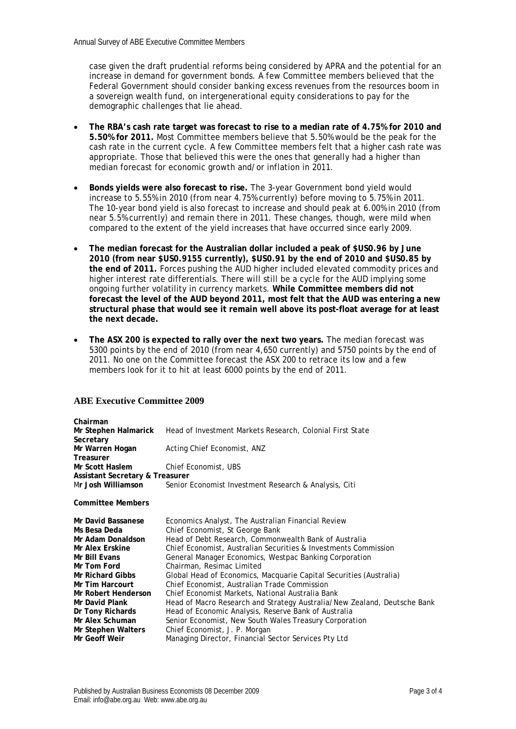case given the draft prudential reforms being considered by APRA and the potential for an increase in demand for government bonds. A few Committee members believed that the Federal Government should consider banking excess revenues from the resources boom in a sovereign wealth fund, on intergenerational equity considerations to pay for the demographic challenges that lie ahead.

- **The RBA's cash rate target was forecast to rise to a median rate of 4.75% for 2010 and 5.50% for 2011.** Most Committee members believe that 5.50% would be the peak for the cash rate in the current cycle. A few Committee members felt that a higher cash rate was appropriate. Those that believed this were the ones that generally had a higher than median forecast for economic growth and/or inflation in 2011.

- **Bonds yields were also forecast to rise.** The 3-year Government bond yield would increase to 5.55% in 2010 (from near 4.75% currently) before moving to 5.75% in 2011. The 10-year bond yield is also forecast to increase and should peak at 6.00% in 2010 (from near 5.5% currently) and remain there in 2011. These changes, though, were mild when compared to the extent of the yield increases that have occurred since early 2009.

- **The median forecast for the Australian dollar included a peak of $US0.96 by June 2010 (from near $US0.9155 currently), $US0.91 by the end of 2010 and $US0.85 by the end of 2011.** Forces pushing the AUD higher included elevated commodity prices and higher interest rate differentials. There will still be a cycle for the AUD implying some ongoing further volatility in currency markets. **While Committee members did not forecast the level of the AUD beyond 2011, most felt that the AUD was entering a new structural phase that would see it remain well above its post-float average for at least the next decade.**

- **The ASX 200 is expected to rally over the next two years.** The median forecast was 5300 points by the end of 2010 (from near 4,650 currently) and 5750 points by the end of 2011. No one on the Committee forecast the ASX 200 to retrace its low and a few members look for it to hit at least 6000 points by the end of 2011.

## ABE Executive Committee 2009

**Chairman**
**Mr Stephen Halmarick** — Head of Investment Markets Research, Colonial First State
**Secretary**
**Mr Warren Hogan** — Acting Chief Economist, ANZ
**Treasurer**
**Mr Scott Haslem** — Chief Economist, UBS
**Assistant Secretary & Treasurer**
**Mr Josh Williamson** — Senior Economist Investment Research & Analysis, Citi

**Committee Members**

| | |
|---|---|
| **Mr David Bassanese** | Economics Analyst, The Australian Financial Review |
| **Ms Besa Deda** | Chief Economist, St George Bank |
| **Mr Adam Donaldson** | Head of Debt Research, Commonwealth Bank of Australia |
| **Mr Alex Erskine** | Chief Economist, Australian Securities & Investments Commission |
| **Mr Bill Evans** | General Manager Economics, Westpac Banking Corporation |
| **Mr Tom Ford** | Chairman, Resimac Limited |
| **Mr Richard Gibbs** | Global Head of Economics, Macquarie Capital Securities (Australia) |
| **Mr Tim Harcourt** | Chief Economist, Australian Trade Commission |
| **Mr Robert Henderson** | Chief Economist Markets, National Australia Bank |
| **Mr David Plank** | Head of Macro Research and Strategy Australia/New Zealand, Deutsche Bank |
| **Dr Tony Richards** | Head of Economic Analysis, Reserve Bank of Australia |
| **Mr Alex Schuman** | Senior Economist, New South Wales Treasury Corporation |
| **Mr Stephen Walters** | Chief Economist, J. P. Morgan |
| **Mr Geoff Weir** | Managing Director, Financial Sector Services Pty Ltd |

Published by Australian Business Economists 08 December 2009
Email: info@abe.org.au Web: www.abe.org.au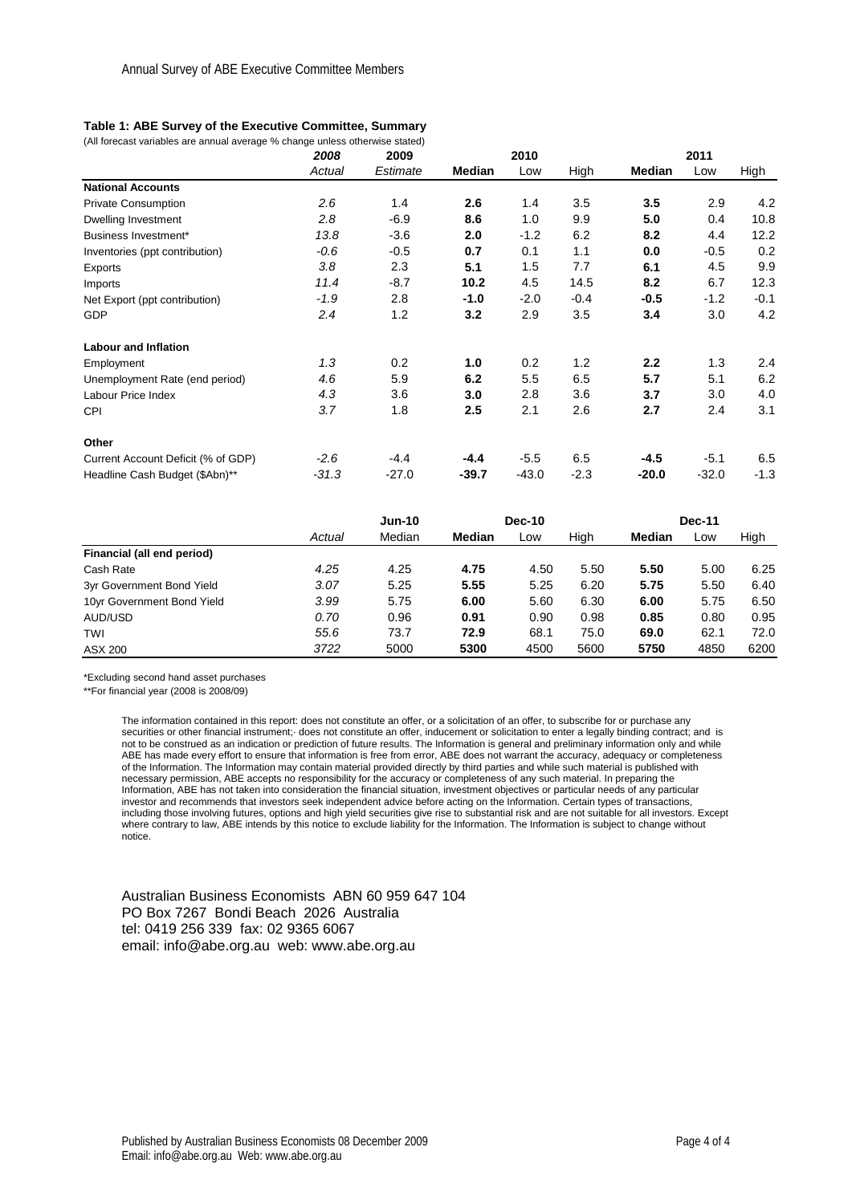Annual Survey of ABE Executive Committee Members

**Table 1: ABE Survey of the Executive Committee, Summary**

(All forecast variables are annual average % change unless otherwise stated)

| | 2008 | 2009 | 2010 | | | 2011 | | |
|---|---|---|---|---|---|---|---|---|
| | *Actual* | *Estimate* | **Median** | Low | High | **Median** | Low | High |
| **National Accounts** | | | | | | | | |
| Private Consumption | *2.6* | 1.4 | **2.6** | 1.4 | 3.5 | **3.5** | 2.9 | 4.2 |
| Dwelling Investment | *2.8* | -6.9 | **8.6** | 1.0 | 9.9 | **5.0** | 0.4 | 10.8 |
| Business Investment* | *13.8* | -3.6 | **2.0** | -1.2 | 6.2 | **8.2** | 4.4 | 12.2 |
| Inventories (ppt contribution) | *-0.6* | -0.5 | **0.7** | 0.1 | 1.1 | **0.0** | -0.5 | 0.2 |
| Exports | *3.8* | 2.3 | **5.1** | 1.5 | 7.7 | **6.1** | 4.5 | 9.9 |
| Imports | *11.4* | -8.7 | **10.2** | 4.5 | 14.5 | **8.2** | 6.7 | 12.3 |
| Net Export (ppt contribution) | *-1.9* | 2.8 | **-1.0** | -2.0 | -0.4 | **-0.5** | -1.2 | -0.1 |
| GDP | *2.4* | 1.2 | **3.2** | 2.9 | 3.5 | **3.4** | 3.0 | 4.2 |
| **Labour and Inflation** | | | | | | | | |
| Employment | *1.3* | 0.2 | **1.0** | 0.2 | 1.2 | **2.2** | 1.3 | 2.4 |
| Unemployment Rate (end period) | *4.6* | 5.9 | **6.2** | 5.5 | 6.5 | **5.7** | 5.1 | 6.2 |
| Labour Price Index | *4.3* | 3.6 | **3.0** | 2.8 | 3.6 | **3.7** | 3.0 | 4.0 |
| CPI | *3.7* | 1.8 | **2.5** | 2.1 | 2.6 | **2.7** | 2.4 | 3.1 |
| **Other** | | | | | | | | |
| Current Account Deficit (% of GDP) | *-2.6* | -4.4 | **-4.4** | -5.5 | 6.5 | **-4.5** | -5.1 | 6.5 |
| Headline Cash Budget ($Abn)** | *-31.3* | -27.0 | **-39.7** | -43.0 | -2.3 | **-20.0** | -32.0 | -1.3 |

| | | Jun-10 | Dec-10 | | | Dec-11 | | |
|---|---|---|---|---|---|---|---|---|
| | *Actual* | Median | **Median** | Low | High | **Median** | Low | High |
| **Financial (all end period)** | | | | | | | | |
| Cash Rate | *4.25* | 4.25 | **4.75** | 4.50 | 5.50 | **5.50** | 5.00 | 6.25 |
| 3yr Government Bond Yield | *3.07* | 5.25 | **5.55** | 5.25 | 6.20 | **5.75** | 5.50 | 6.40 |
| 10yr Government Bond Yield | *3.99* | 5.75 | **6.00** | 5.60 | 6.30 | **6.00** | 5.75 | 6.50 |
| AUD/USD | *0.70* | 0.96 | **0.91** | 0.90 | 0.98 | **0.85** | 0.80 | 0.95 |
| TWI | *55.6* | 73.7 | **72.9** | 68.1 | 75.0 | **69.0** | 62.1 | 72.0 |
| ASX 200 | *3722* | 5000 | **5300** | 4500 | 5600 | **5750** | 4850 | 6200 |

*Excluding second hand asset purchases

**For financial year (2008 is 2008/09)

The information contained in this report: does not constitute an offer, or a solicitation of an offer, to subscribe for or purchase any securities or other financial instrument;· does not constitute an offer, inducement or solicitation to enter a legally binding contract; and is not to be construed as an indication or prediction of future results. The Information is general and preliminary information only and while ABE has made every effort to ensure that information is free from error, ABE does not warrant the accuracy, adequacy or completeness of the Information. The Information may contain material provided directly by third parties and while such material is published with necessary permission, ABE accepts no responsibility for the accuracy or completeness of any such material. In preparing the Information, ABE has not taken into consideration the financial situation, investment objectives or particular needs of any particular investor and recommends that investors seek independent advice before acting on the Information. Certain types of transactions, including those involving futures, options and high yield securities give rise to substantial risk and are not suitable for all investors. Except where contrary to law, ABE intends by this notice to exclude liability for the Information. The Information is subject to change without notice.

Australian Business Economists ABN 60 959 647 104
PO Box 7267 Bondi Beach 2026 Australia
tel: 0419 256 339 fax: 02 9365 6067
email: info@abe.org.au web: www.abe.org.au

Published by Australian Business Economists 08 December 2009
Email: info@abe.org.au Web: www.abe.org.au